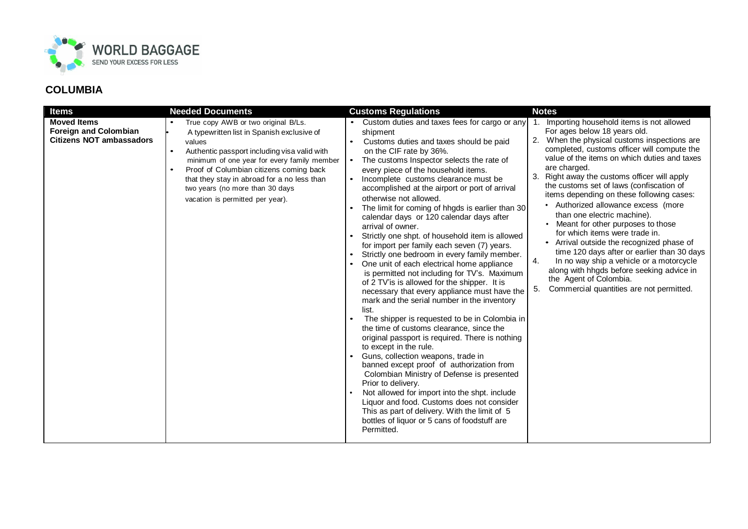WORLD BAGGAGE
SEND YOUR EXCESS FOR LESS

## COLUMBIA

| Items | Needed Documents | Customs Regulations | Notes |
|---|---|---|---|
| **Moved Items** **Foreign and Colombian Citizens NOT ambassadors** | • True copy AWB or two original B/Ls.<br>• A typewritten list in Spanish exclusive of values<br>• Authentic passport including visa valid with minimum of one year for every family member<br>• Proof of Columbian citizens coming back that they stay in abroad for a no less than two years (no more than 30 days vacation is permitted per year). | • Custom duties and taxes fees for cargo or any shipment<br>• Customs duties and taxes should be paid on the CIF rate by 36%.<br>• The customs Inspector selects the rate of every piece of the household items.<br>• Incomplete customs clearance must be accomplished at the airport or port of arrival otherwise not allowed.<br>• The limit for coming of hhgds is earlier than 30 calendar days or 120 calendar days after arrival of owner.<br>• Strictly one shpt. of household item is allowed for import per family each seven (7) years.<br>• Strictly one bedroom in every family member.<br>• One unit of each electrical home appliance is permitted not including for TV's. Maximum of 2 TV'is is allowed for the shipper. It is necessary that every appliance must have the mark and the serial number in the inventory list.<br>• The shipper is requested to be in Colombia in the time of customs clearance, since the original passport is required. There is nothing to except in the rule.<br>• Guns, collection weapons, trade in banned except proof of authorization from Colombian Ministry of Defense is presented Prior to delivery.<br>• Not allowed for import into the shpt. include Liquor and food. Customs does not consider This as part of delivery. With the limit of 5 bottles of liquor or 5 cans of foodstuff are Permitted. | 1. Importing household items is not allowed For ages below 18 years old.<br>2. When the physical customs inspections are completed, customs officer will compute the value of the items on which duties and taxes are charged.<br>3. Right away the customs officer will apply the customs set of laws (confiscation of items depending on these following cases:<br>• Authorized allowance excess (more than one electric machine).<br>• Meant for other purposes to those for which items were trade in.<br>• Arrival outside the recognized phase of time 120 days after or earlier than 30 days<br>4. In no way ship a vehicle or a motorcycle along with hhgds before seeking advice in the Agent of Colombia.<br>5. Commercial quantities are not permitted. |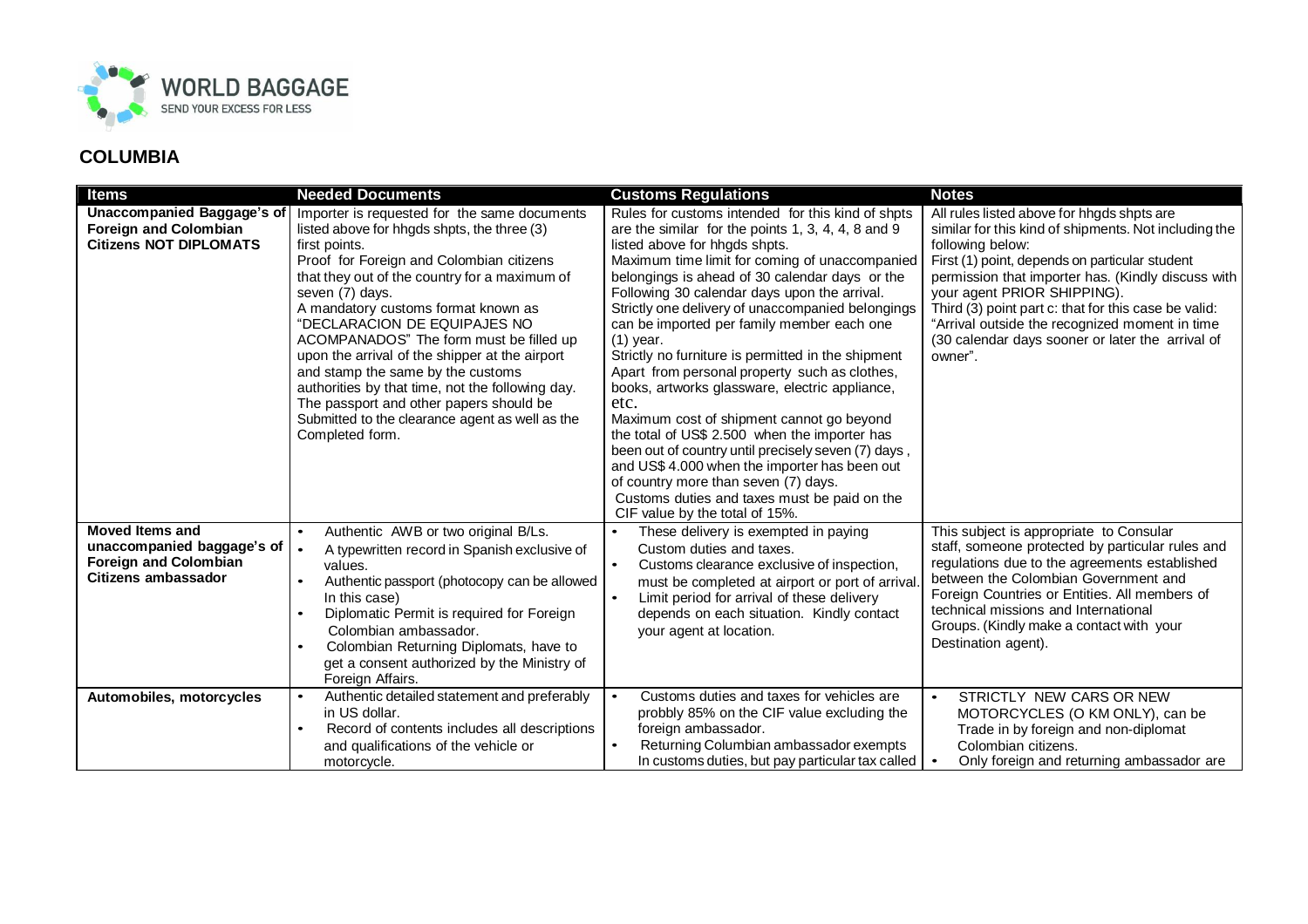## COLUMBIA

| Items | Needed Documents | Customs Regulations | Notes |
|---|---|---|---|
| **Unaccompanied Baggage's of Foreign and Colombian Citizens NOT DIPLOMATS** | Importer is requested for the same documents listed above for hhgds shpts, the three (3) first points.<br>Proof for Foreign and Colombian citizens that they out of the country for a maximum of seven (7) days.<br>A mandatory customs format known as "DECLARACION DE EQUIPAJES NO ACOMPANADOS" The form must be filled up upon the arrival of the shipper at the airport and stamp the same by the customs authorities by that time, not the following day. The passport and other papers should be Submitted to the clearance agent as well as the Completed form. | Rules for customs intended for this kind of shpts are the similar for the points 1, 3, 4, 4, 8 and 9 listed above for hhgds shpts.<br>Maximum time limit for coming of unaccompanied belongings is ahead of 30 calendar days or the Following 30 calendar days upon the arrival.<br>Strictly one delivery of unaccompanied belongings can be imported per family member each one (1) year.<br>Strictly no furniture is permitted in the shipment Apart from personal property such as clothes, books, artworks glassware, electric appliance, etc.<br>Maximum cost of shipment cannot go beyond the total of US$ 2.500 when the importer has been out of country until precisely seven (7) days, and US$ 4.000 when the importer has been out of country more than seven (7) days.<br>Customs duties and taxes must be paid on the CIF value by the total of 15%. | All rules listed above for hhgds shpts are similar for this kind of shipments. Not including the following below:<br>First (1) point, depends on particular student permission that importer has. (Kindly discuss with your agent PRIOR SHIPPING).<br>Third (3) point part c: that for this case be valid: "Arrival outside the recognized moment in time (30 calendar days sooner or later the arrival of owner". |
| **Moved Items and unaccompanied baggage's of Foreign and Colombian Citizens ambassador** | • Authentic AWB or two original B/Ls.<br>• A typewritten record in Spanish exclusive of values.<br>• Authentic passport (photocopy can be allowed In this case)<br>• Diplomatic Permit is required for Foreign Colombian ambassador.<br>• Colombian Returning Diplomats, have to get a consent authorized by the Ministry of Foreign Affairs. | • These delivery is exempted in paying Custom duties and taxes.<br>• Customs clearance exclusive of inspection, must be completed at airport or port of arrival.<br>• Limit period for arrival of these delivery depends on each situation. Kindly contact your agent at location. | This subject is appropriate to Consular staff, someone protected by particular rules and regulations due to the agreements established between the Colombian Government and Foreign Countries or Entities. All members of technical missions and International Groups. (Kindly make a contact with your Destination agent). |
| **Automobiles, motorcycles** | • Authentic detailed statement and preferably in US dollar.<br>• Record of contents includes all descriptions and qualifications of the vehicle or motorcycle. | • Customs duties and taxes for vehicles are probbly 85% on the CIF value excluding the foreign ambassador.<br>• Returning Columbian ambassador exempts In customs duties, but pay particular tax called | • STRICTLY NEW CARS OR NEW MOTORCYCLES (O KM ONLY), can be Trade in by foreign and non-diplomat Colombian citizens.<br>• Only foreign and returning ambassador are |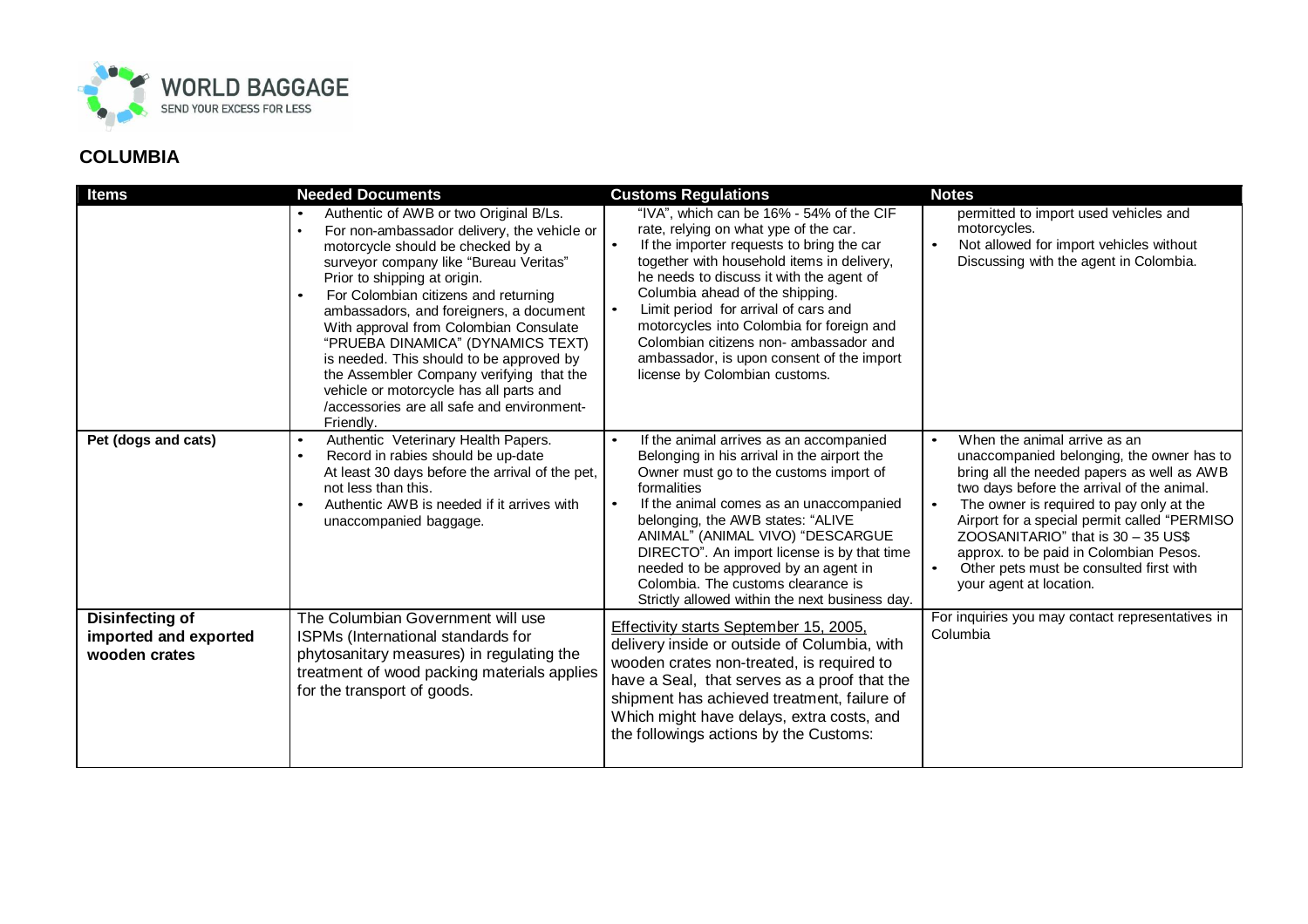## COLUMBIA

| Items | Needed Documents | Customs Regulations | Notes |
|---|---|---|---|
| | • Authentic of AWB or two Original B/Ls.<br>• For non-ambassador delivery, the vehicle or motorcycle should be checked by a surveyor company like "Bureau Veritas" Prior to shipping at origin.<br>• For Colombian citizens and returning ambassadors, and foreigners, a document With approval from Colombian Consulate "PRUEBA DINAMICA" (DYNAMICS TEXT) is needed. This should to be approved by the Assembler Company verifying that the vehicle or motorcycle has all parts and /accessories are all safe and environment-Friendly. | "IVA", which can be 16% - 54% of the CIF rate, relying on what ype of the car.<br>• If the importer requests to bring the car together with household items in delivery, he needs to discuss it with the agent of Columbia ahead of the shipping.<br>• Limit period for arrival of cars and motorcycles into Colombia for foreign and Colombian citizens non- ambassador and ambassador, is upon consent of the import license by Colombian customs. | permitted to import used vehicles and motorcycles.<br>• Not allowed for import vehicles without Discussing with the agent in Colombia. |
| **Pet (dogs and cats)** | • Authentic Veterinary Health Papers.<br>• Record in rabies should be up-date At least 30 days before the arrival of the pet, not less than this.<br>• Authentic AWB is needed if it arrives with unaccompanied baggage. | • If the animal arrives as an accompanied Belonging in his arrival in the airport the Owner must go to the customs import of formalities<br>• If the animal comes as an unaccompanied belonging, the AWB states: "ALIVE ANIMAL" (ANIMAL VIVO) "DESCARGUE DIRECTO". An import license is by that time needed to be approved by an agent in Colombia. The customs clearance is Strictly allowed within the next business day. | • When the animal arrive as an unaccompanied belonging, the owner has to bring all the needed papers as well as AWB two days before the arrival of the animal.<br>• The owner is required to pay only at the Airport for a special permit called "PERMISO ZOOSANITARIO" that is 30 – 35 US$ approx. to be paid in Colombian Pesos.<br>• Other pets must be consulted first with your agent at location. |
| **Disinfecting of imported and exported wooden crates** | The Columbian Government will use ISPMs (International standards for phytosanitary measures) in regulating the treatment of wood packing materials applies for the transport of goods. | <u>Effectivity starts September 15, 2005,</u> delivery inside or outside of Columbia, with wooden crates non-treated, is required to have a Seal, that serves as a proof that the shipment has achieved treatment, failure of Which might have delays, extra costs, and the followings actions by the Customs: | For inquiries you may contact representatives in Columbia |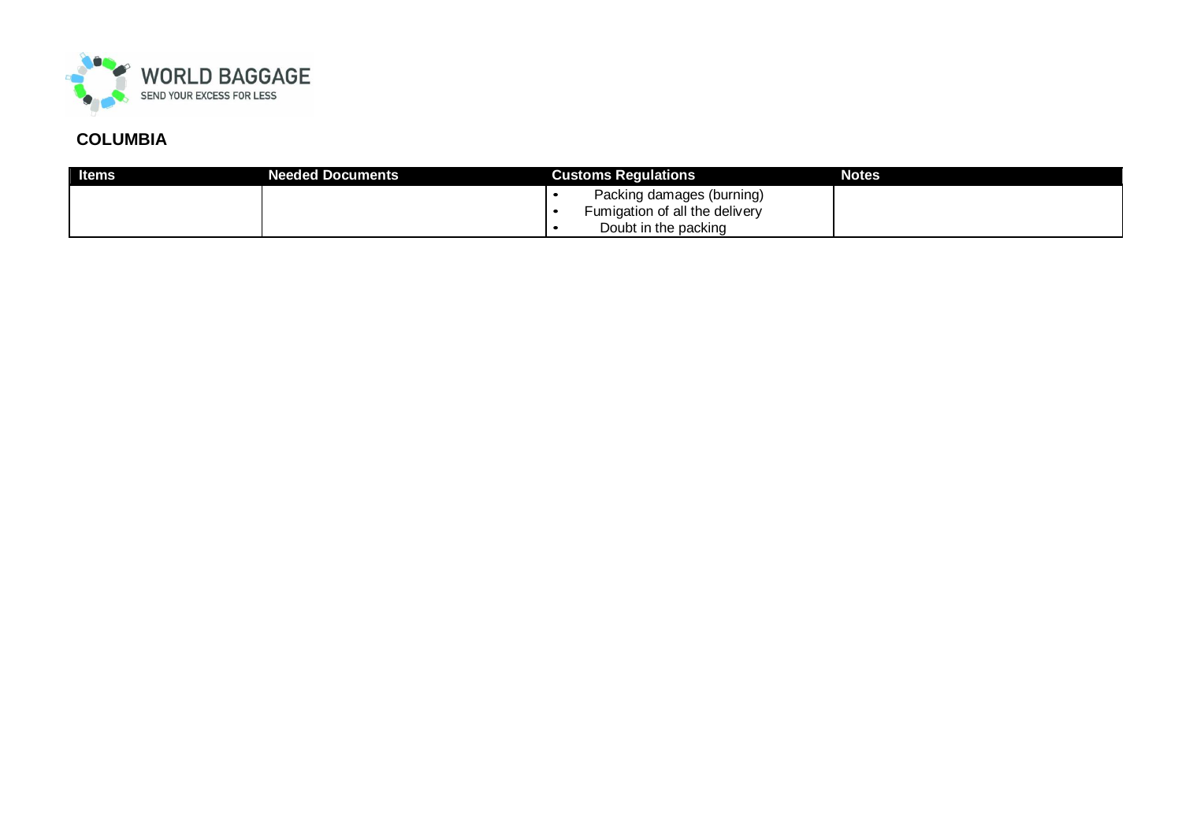WORLD BAGGAGE
SEND YOUR EXCESS FOR LESS

## COLUMBIA

| Items | Needed Documents | Customs Regulations | Notes |
|---|---|---|---|
| | | • Packing damages (burning)<br>• Fumigation of all the delivery<br>• Doubt in the packing | |